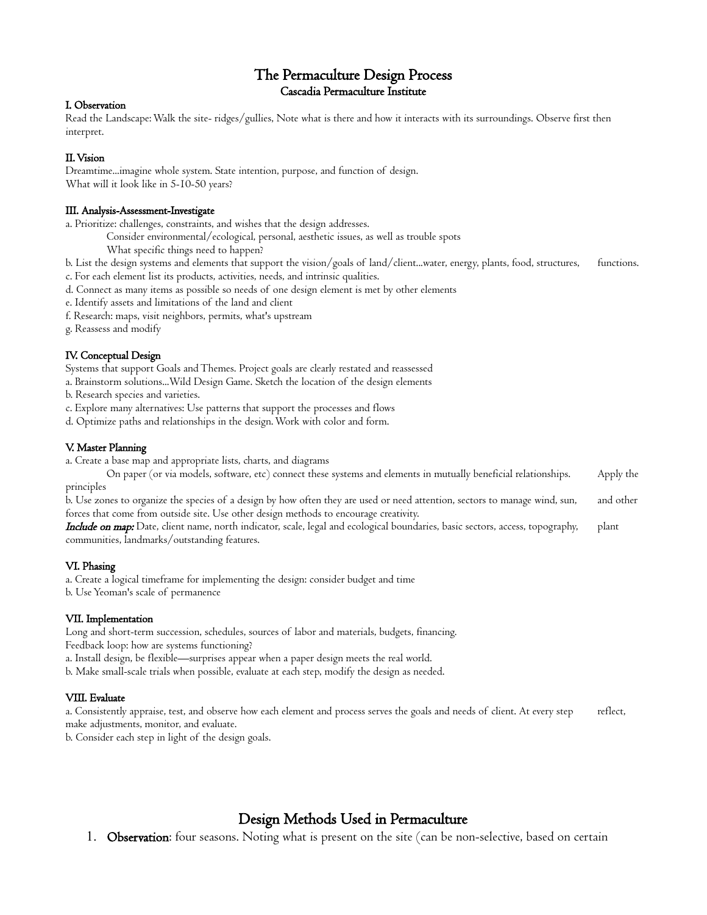# The Permaculture Design Process

## Cascadia Permaculture Institute

### I. Observation

Read the Landscape: Walk the site- ridges/gullies, Note what is there and how it interacts with its surroundings. Observe first then interpret.

### II. Vision

Dreamtime...imagine whole system. State intention, purpose, and function of design.
What will it look like in 5-10-50 years?

### III. Analysis-Assessment-Investigate

a. Prioritize: challenges, constraints, and wishes that the design addresses.
  Consider environmental/ecological, personal, aesthetic issues, as well as trouble spots
  What specific things need to happen?
b. List the design systems and elements that support the vision/goals of land/client...water, energy, plants, food, structures, functions.
c. For each element list its products, activities, needs, and intrinsic qualities.
d. Connect as many items as possible so needs of one design element is met by other elements
e. Identify assets and limitations of the land and client
f. Research: maps, visit neighbors, permits, what's upstream
g. Reassess and modify

### IV. Conceptual Design

Systems that support Goals and Themes. Project goals are clearly restated and reassessed
a. Brainstorm solutions...Wild Design Game. Sketch the location of the design elements
b. Research species and varieties.
c. Explore many alternatives: Use patterns that support the processes and flows
d. Optimize paths and relationships in the design. Work with color and form.

### V. Master Planning

a. Create a base map and appropriate lists, charts, and diagrams
  On paper (or via models, software, etc) connect these systems and elements in mutually beneficial relationships. Apply the principles
b. Use zones to organize the species of a design by how often they are used or need attention, sectors to manage wind, sun, and other forces that come from outside site. Use other design methods to encourage creativity.
***Include on map:*** Date, client name, north indicator, scale, legal and ecological boundaries, basic sectors, access, topography, plant communities, landmarks/outstanding features.

### VI. Phasing

a. Create a logical timeframe for implementing the design: consider budget and time
b. Use Yeoman's scale of permanence

### VII. Implementation

Long and short-term succession, schedules, sources of labor and materials, budgets, financing.
Feedback loop: how are systems functioning?
a. Install design, be flexible—surprises appear when a paper design meets the real world.
b. Make small-scale trials when possible, evaluate at each step, modify the design as needed.

### VIII. Evaluate

a. Consistently appraise, test, and observe how each element and process serves the goals and needs of client. At every step reflect, make adjustments, monitor, and evaluate.
b. Consider each step in light of the design goals.

# Design Methods Used in Permaculture

1. **Observation**: four seasons. Noting what is present on the site (can be non-selective, based on certain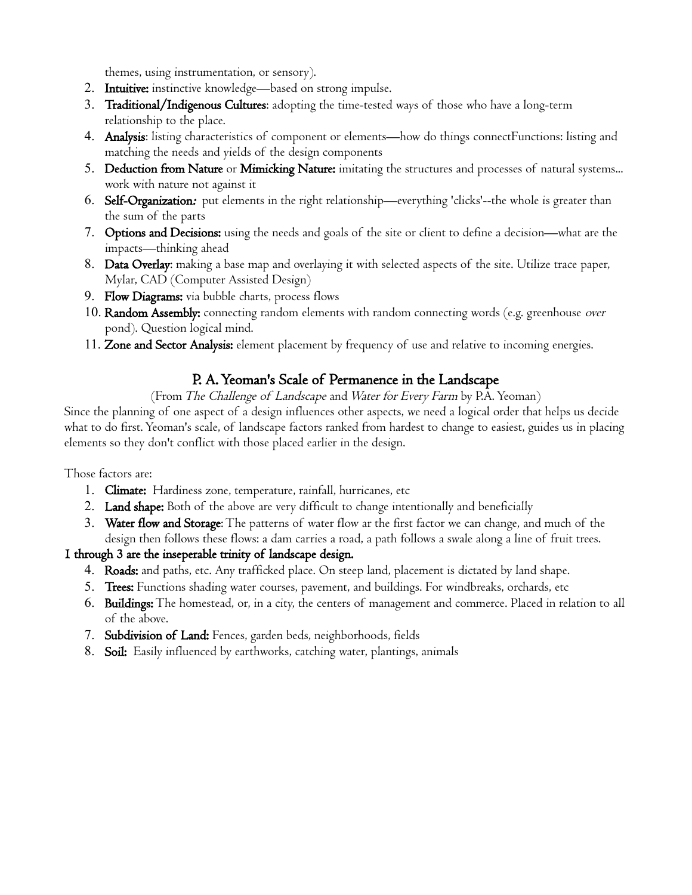themes, using instrumentation, or sensory).

2. **Intuitive:** instinctive knowledge—based on strong impulse.
3. **Traditional/Indigenous Cultures**: adopting the time-tested ways of those who have a long-term relationship to the place.
4. **Analysis**: listing characteristics of component or elements—how do things connectFunctions: listing and matching the needs and yields of the design components
5. **Deduction from Nature** or **Mimicking Nature:** imitating the structures and processes of natural systems... work with nature not against it
6. **Self-Organization***:* put elements in the right relationship—everything 'clicks'--the whole is greater than the sum of the parts
7. **Options and Decisions:** using the needs and goals of the site or client to define a decision—what are the impacts—thinking ahead
8. **Data Overlay**: making a base map and overlaying it with selected aspects of the site. Utilize trace paper, Mylar, CAD (Computer Assisted Design)
9. **Flow Diagrams:** via bubble charts, process flows
10. **Random Assembly:** connecting random elements with random connecting words (e.g. greenhouse *over* pond). Question logical mind.
11. **Zone and Sector Analysis:** element placement by frequency of use and relative to incoming energies.

## P. A. Yeoman's Scale of Permanence in the Landscape

(From *The Challenge of Landscape* and *Water for Every Farm* by P.A. Yeoman)

Since the planning of one aspect of a design influences other aspects, we need a logical order that helps us decide what to do first. Yeoman's scale, of landscape factors ranked from hardest to change to easiest, guides us in placing elements so they don't conflict with those placed earlier in the design.

Those factors are:

1. **Climate:** Hardiness zone, temperature, rainfall, hurricanes, etc
2. **Land shape:** Both of the above are very difficult to change intentionally and beneficially
3. **Water flow and Storage**: The patterns of water flow ar the first factor we can change, and much of the design then follows these flows: a dam carries a road, a path follows a swale along a line of fruit trees.

**1 through 3 are the inseperable trinity of landscape design.**

4. **Roads:** and paths, etc. Any trafficked place. On steep land, placement is dictated by land shape.
5. **Trees:** Functions shading water courses, pavement, and buildings. For windbreaks, orchards, etc
6. **Buildings:** The homestead, or, in a city, the centers of management and commerce. Placed in relation to all of the above.
7. **Subdivision of Land:** Fences, garden beds, neighborhoods, fields
8. **Soil:** Easily influenced by earthworks, catching water, plantings, animals